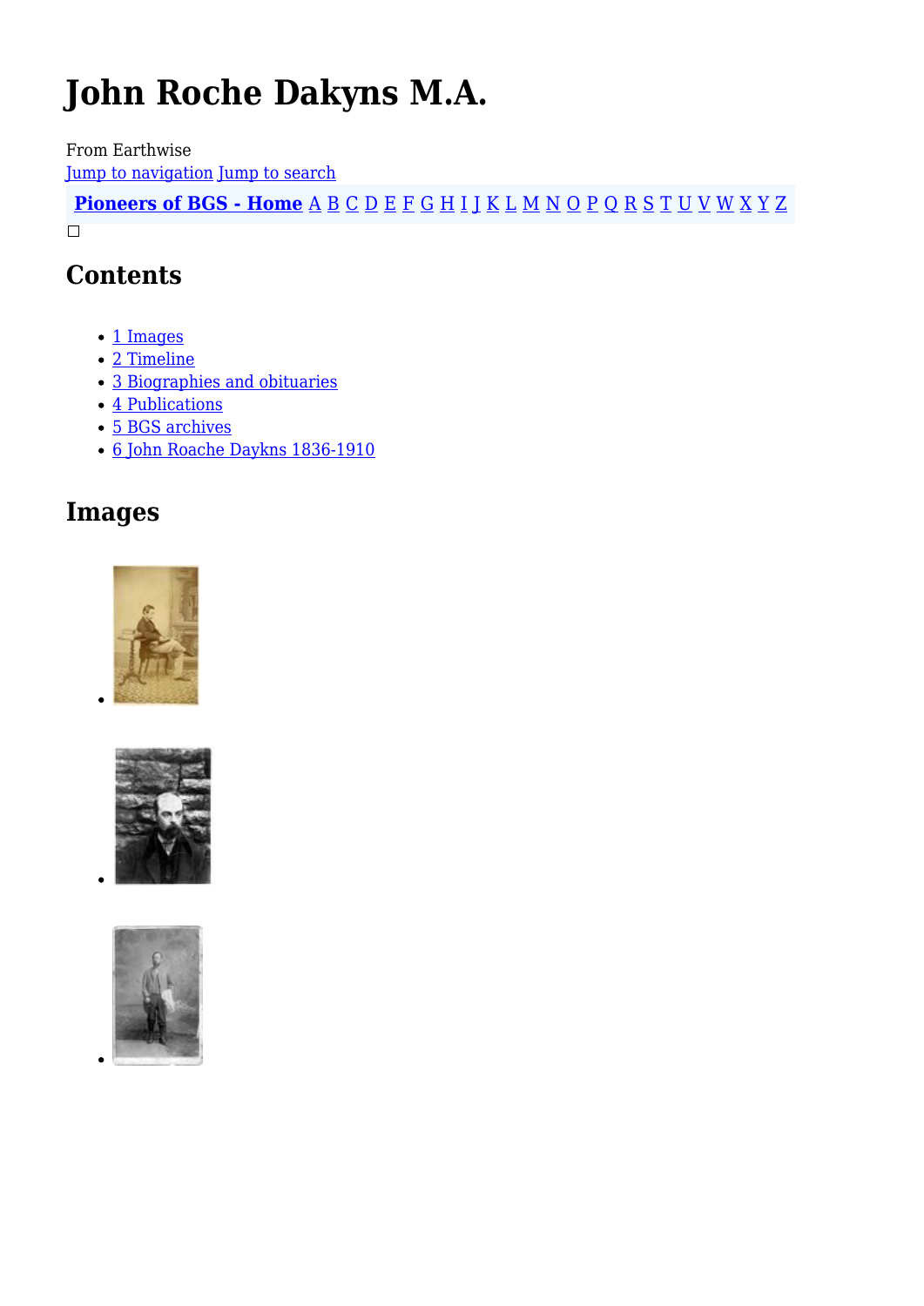# John Roche Dakyns M.A.

From Earthwise

Jump to navigation Jump to search

**Pioneers of BGS - Home** A B C D E F G H I J K L M N O P Q R S T U V W X Y Z

## Contents

- 1 Images
- 2 Timeline
- 3 Biographies and obituaries
- 4 Publications
- 5 BGS archives
- 6 John Roache Daykns 1836-1910

## Images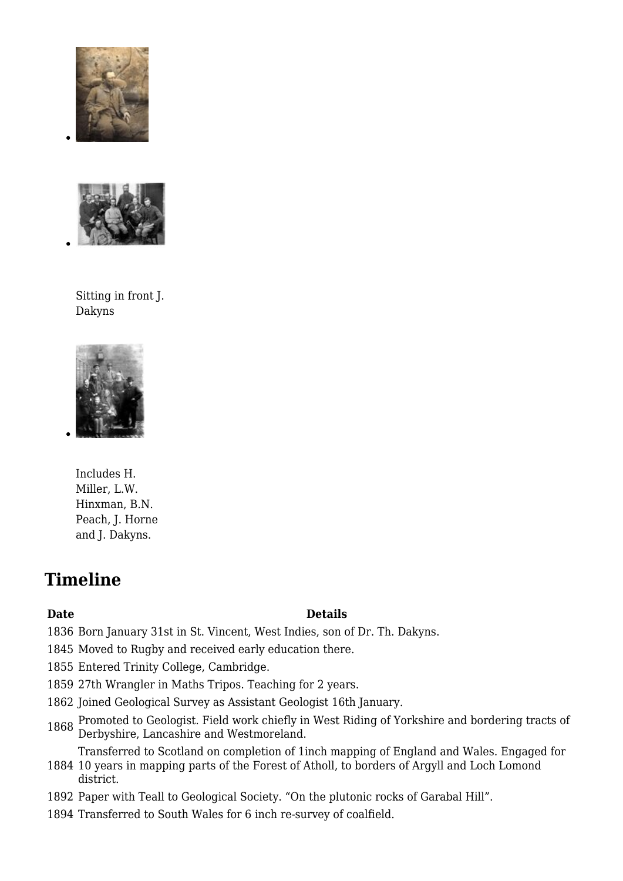Sitting in front J. Dakyns

Includes H. Miller, L.W. Hinxman, B.N. Peach, J. Horne and J. Dakyns.

## Timeline

| Date | Details |
| --- | --- |
| 1836 | Born January 31st in St. Vincent, West Indies, son of Dr. Th. Dakyns. |
| 1845 | Moved to Rugby and received early education there. |
| 1855 | Entered Trinity College, Cambridge. |
| 1859 | 27th Wrangler in Maths Tripos. Teaching for 2 years. |
| 1862 | Joined Geological Survey as Assistant Geologist 16th January. |
| 1868 | Promoted to Geologist. Field work chiefly in West Riding of Yorkshire and bordering tracts of Derbyshire, Lancashire and Westmoreland. |
| 1884 | Transferred to Scotland on completion of 1inch mapping of England and Wales. Engaged for 10 years in mapping parts of the Forest of Atholl, to borders of Argyll and Loch Lomond district. |
| 1892 | Paper with Teall to Geological Society. "On the plutonic rocks of Garabal Hill". |
| 1894 | Transferred to South Wales for 6 inch re-survey of coalfield. |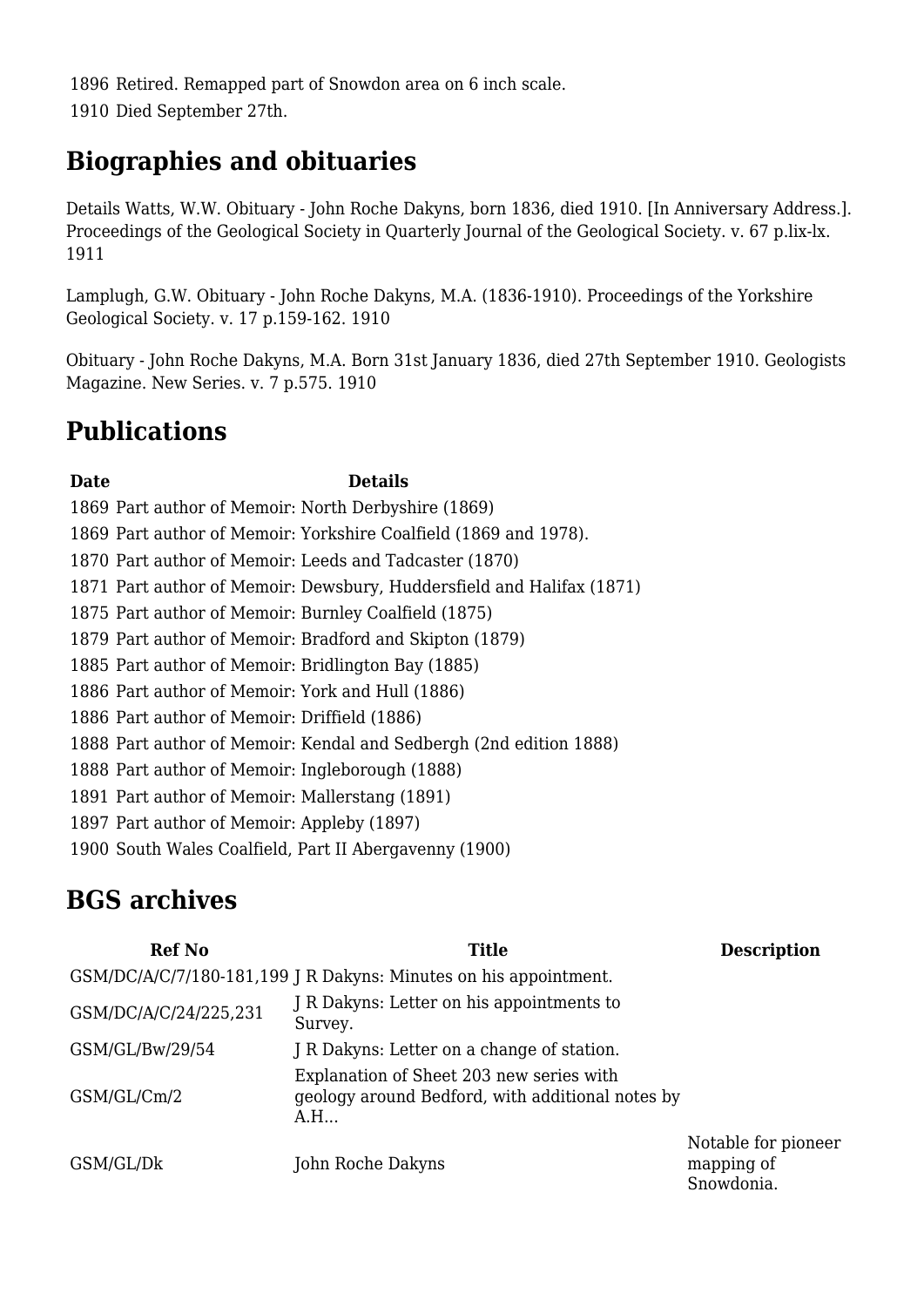| | |
|---|---|
| 1896 | Retired. Remapped part of Snowdon area on 6 inch scale. |
| 1910 | Died September 27th. |

## Biographies and obituaries

Details Watts, W.W. Obituary - John Roche Dakyns, born 1836, died 1910. [In Anniversary Address.]. Proceedings of the Geological Society in Quarterly Journal of the Geological Society. v. 67 p.lix-lx. 1911

Lamplugh, G.W. Obituary - John Roche Dakyns, M.A. (1836-1910). Proceedings of the Yorkshire Geological Society. v. 17 p.159-162. 1910

Obituary - John Roche Dakyns, M.A. Born 31st January 1836, died 27th September 1910. Geologists Magazine. New Series. v. 7 p.575. 1910

## Publications

| Date | Details |
|---|---|
| 1869 | Part author of Memoir: North Derbyshire (1869) |
| 1869 | Part author of Memoir: Yorkshire Coalfield (1869 and 1978). |
| 1870 | Part author of Memoir: Leeds and Tadcaster (1870) |
| 1871 | Part author of Memoir: Dewsbury, Huddersfield and Halifax (1871) |
| 1875 | Part author of Memoir: Burnley Coalfield (1875) |
| 1879 | Part author of Memoir: Bradford and Skipton (1879) |
| 1885 | Part author of Memoir: Bridlington Bay (1885) |
| 1886 | Part author of Memoir: York and Hull (1886) |
| 1886 | Part author of Memoir: Driffield (1886) |
| 1888 | Part author of Memoir: Kendal and Sedbergh (2nd edition 1888) |
| 1888 | Part author of Memoir: Ingleborough (1888) |
| 1891 | Part author of Memoir: Mallerstang (1891) |
| 1897 | Part author of Memoir: Appleby (1897) |
| 1900 | South Wales Coalfield, Part II Abergavenny (1900) |

## BGS archives

| Ref No | Title | Description |
|---|---|---|
| GSM/DC/A/C/7/180-181,199 | J R Dakyns: Minutes on his appointment. | |
| GSM/DC/A/C/24/225,231 | J R Dakyns: Letter on his appointments to Survey. | |
| GSM/GL/Bw/29/54 | J R Dakyns: Letter on a change of station. | |
| GSM/GL/Cm/2 | Explanation of Sheet 203 new series with geology around Bedford, with additional notes by A.H... | |
| GSM/GL/Dk | John Roche Dakyns | Notable for pioneer mapping of Snowdonia. |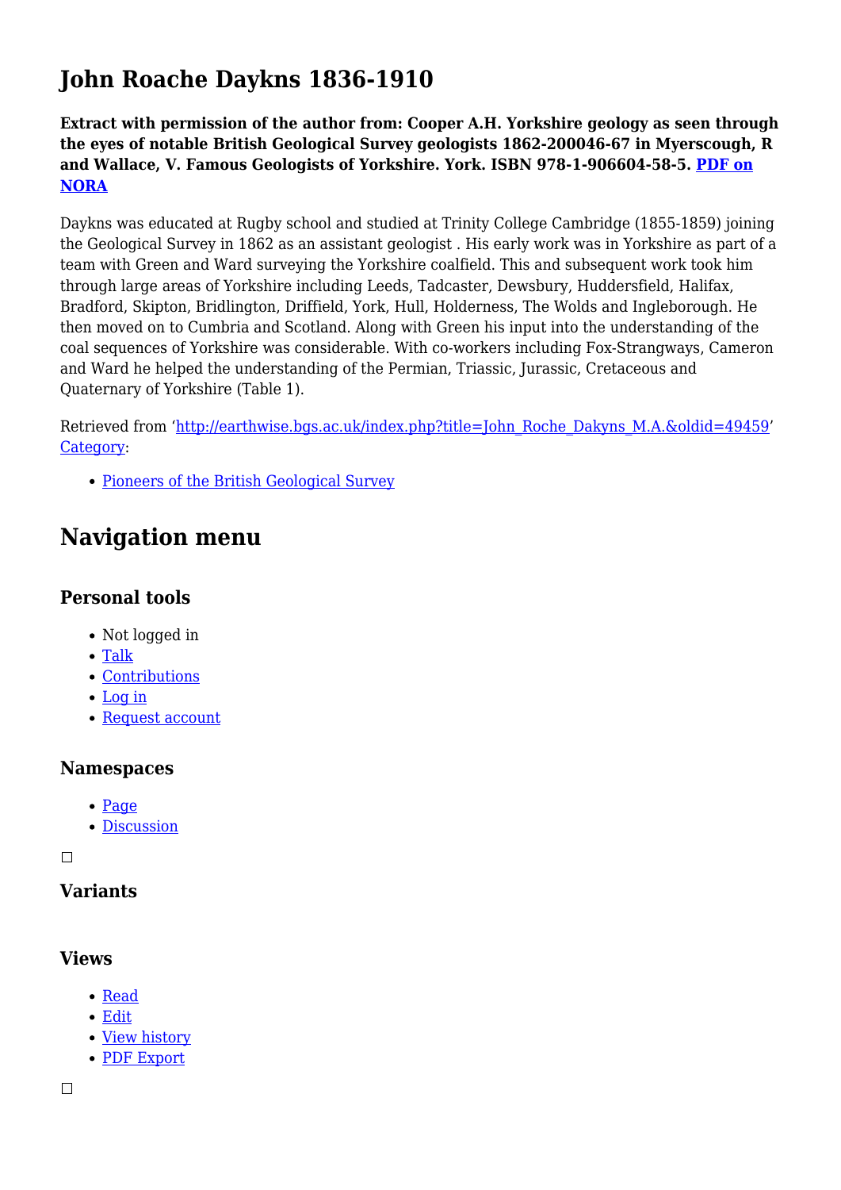# John Roache Daykns 1836-1910

**Extract with permission of the author from: Cooper A.H. Yorkshire geology as seen through the eyes of notable British Geological Survey geologists 1862-200046-67 in Myerscough, R and Wallace, V. Famous Geologists of Yorkshire. York. ISBN 978-1-906604-58-5. PDF on NORA**

Daykns was educated at Rugby school and studied at Trinity College Cambridge (1855-1859) joining the Geological Survey in 1862 as an assistant geologist . His early work was in Yorkshire as part of a team with Green and Ward surveying the Yorkshire coalfield. This and subsequent work took him through large areas of Yorkshire including Leeds, Tadcaster, Dewsbury, Huddersfield, Halifax, Bradford, Skipton, Bridlington, Driffield, York, Hull, Holderness, The Wolds and Ingleborough. He then moved on to Cumbria and Scotland. Along with Green his input into the understanding of the coal sequences of Yorkshire was considerable. With co-workers including Fox-Strangways, Cameron and Ward he helped the understanding of the Permian, Triassic, Jurassic, Cretaceous and Quaternary of Yorkshire (Table 1).

Retrieved from 'http://earthwise.bgs.ac.uk/index.php?title=John_Roche_Dakyns_M.A.&oldid=49459'
Category:

- Pioneers of the British Geological Survey

## Navigation menu

### Personal tools

- Not logged in
- Talk
- Contributions
- Log in
- Request account

### Namespaces

- Page
- Discussion

### Variants

### Views

- Read
- Edit
- View history
- PDF Export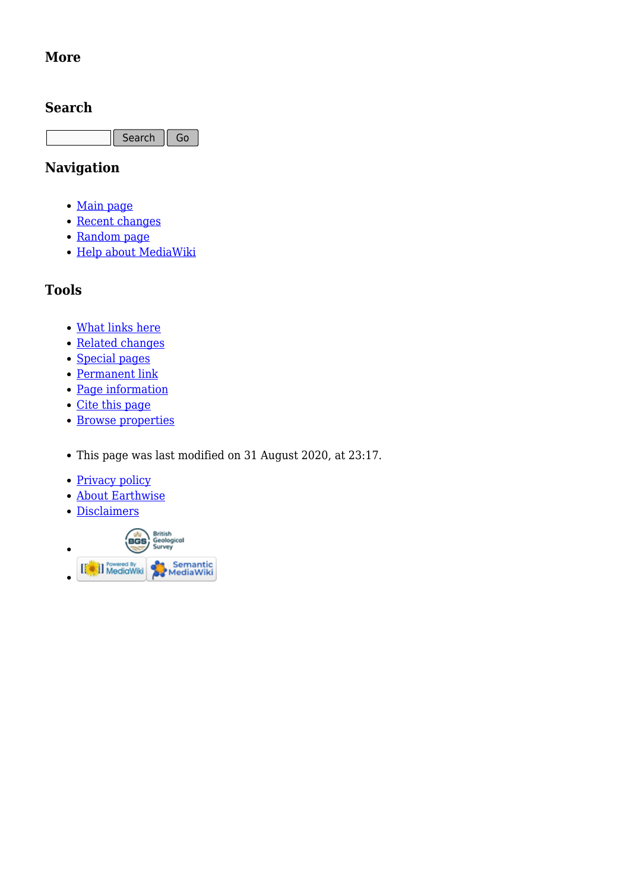### More

### Search

Search Go

### Navigation

- Main page
- Recent changes
- Random page
- Help about MediaWiki

### Tools

- What links here
- Related changes
- Special pages
- Permanent link
- Page information
- Cite this page
- Browse properties

- This page was last modified on 31 August 2020, at 23:17.

- Privacy policy
- About Earthwise
- Disclaimers